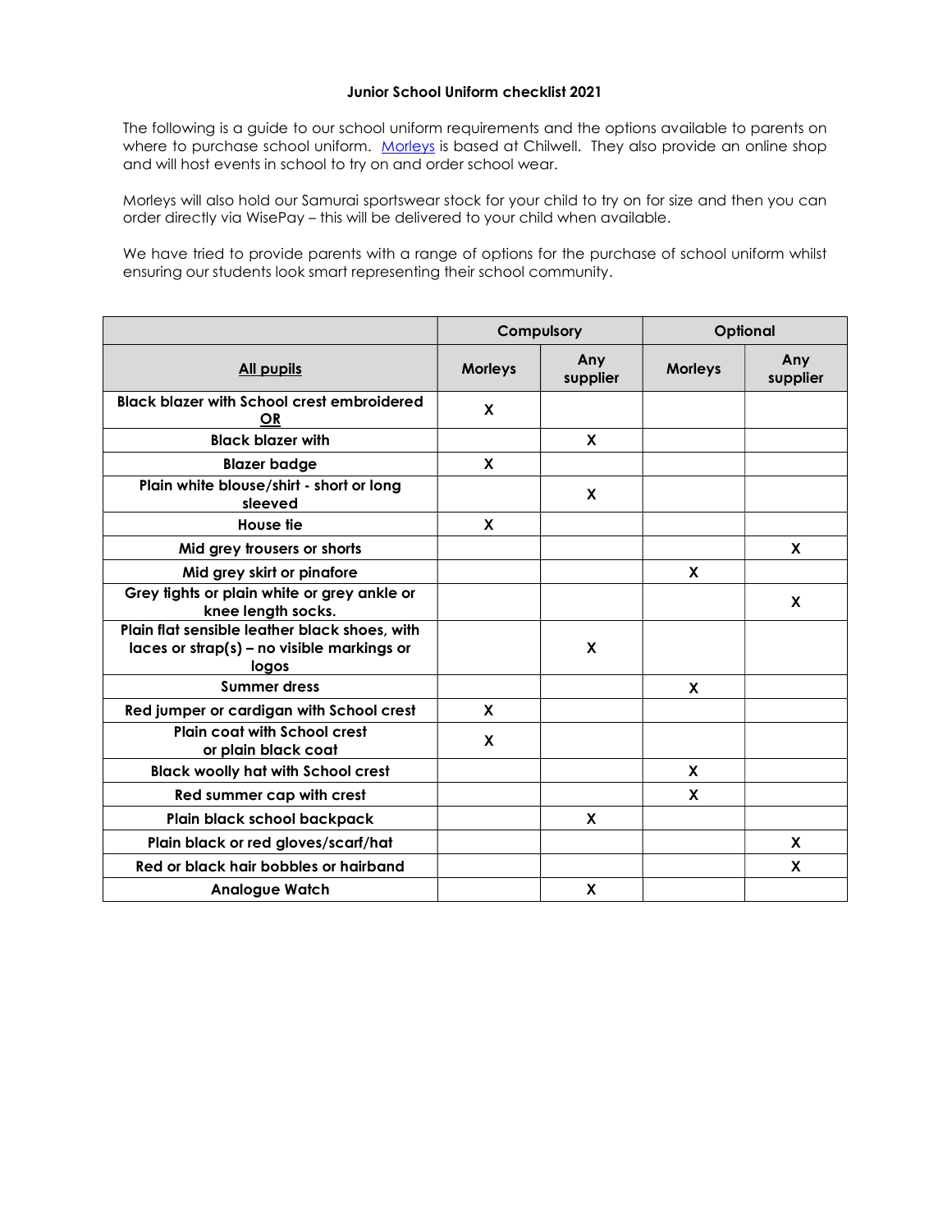**Junior School Uniform checklist 2021**

The following is a guide to our school uniform requirements and the options available to parents on where to purchase school uniform. [Morleys](#) is based at Chilwell. They also provide an online shop and will host events in school to try on and order school wear.

Morleys will also hold our Samurai sportswear stock for your child to try on for size and then you can order directly via WisePay – this will be delivered to your child when available.

We have tried to provide parents with a range of options for the purchase of school uniform whilst ensuring our students look smart representing their school community.

| | Compulsory | | Optional | |
|---|---|---|---|---|
| **All pupils** | **Morleys** | **Any supplier** | **Morleys** | **Any supplier** |
| **Black blazer with School crest embroidered OR** | X | | | |
| **Black blazer with** | | X | | |
| **Blazer badge** | X | | | |
| **Plain white blouse/shirt - short or long sleeved** | | X | | |
| **House tie** | X | | | |
| **Mid grey trousers or shorts** | | | | X |
| **Mid grey skirt or pinafore** | | | X | |
| **Grey tights or plain white or grey ankle or knee length socks.** | | | | X |
| **Plain flat sensible leather black shoes, with laces or strap(s) – no visible markings or logos** | | X | | |
| **Summer dress** | | | X | |
| **Red jumper or cardigan with School crest** | X | | | |
| **Plain coat with School crest or plain black coat** | X | | | |
| **Black woolly hat with School crest** | | | X | |
| **Red summer cap with crest** | | | X | |
| **Plain black school backpack** | | X | | |
| **Plain black or red gloves/scarf/hat** | | | | X |
| **Red or black hair bobbles or hairband** | | | | X |
| **Analogue Watch** | | X | | |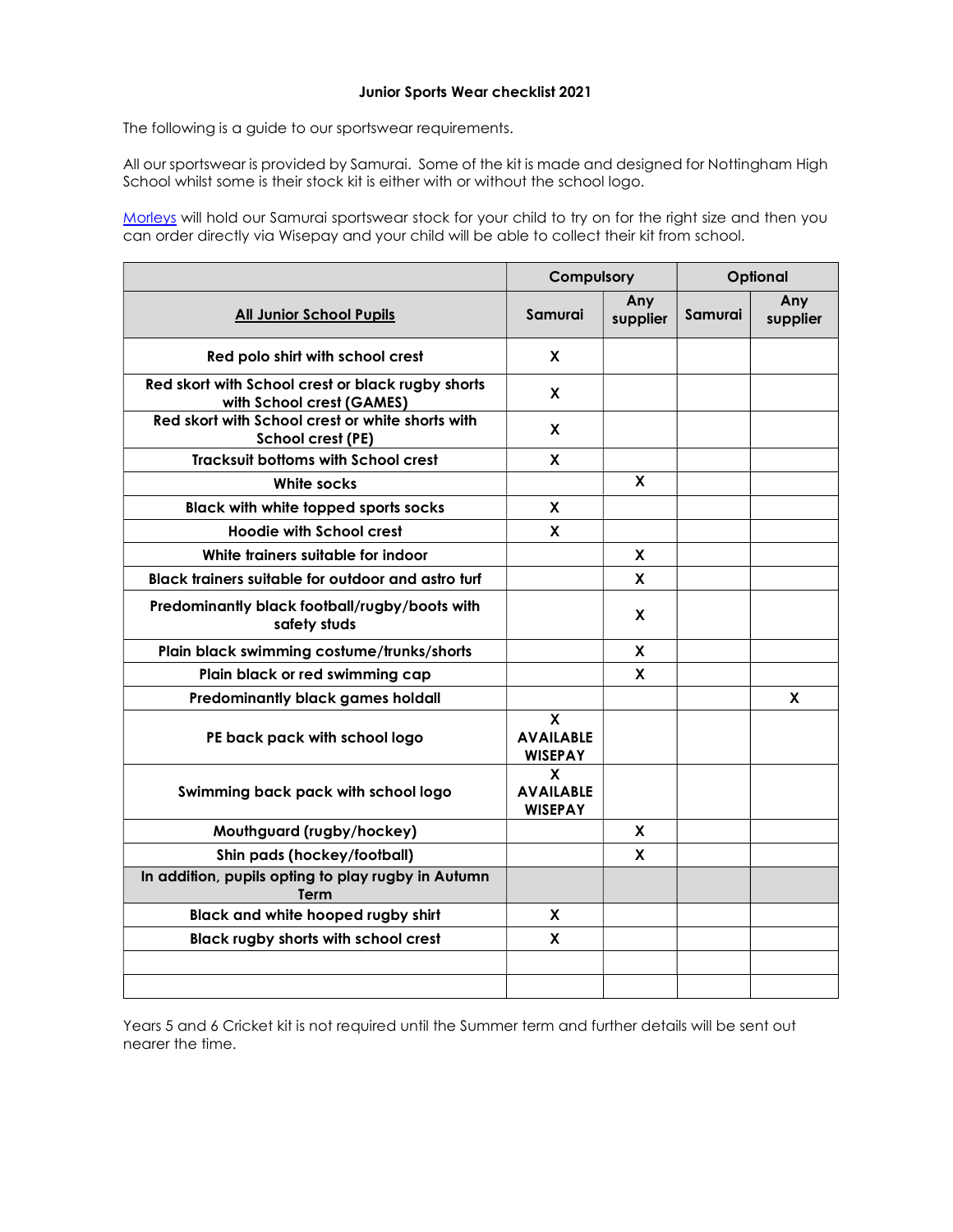**Junior Sports Wear checklist 2021**

The following is a guide to our sportswear requirements.

All our sportswear is provided by Samurai. Some of the kit is made and designed for Nottingham High School whilst some is their stock kit is either with or without the school logo.

Morleys will hold our Samurai sportswear stock for your child to try on for the right size and then you can order directly via Wisepay and your child will be able to collect their kit from school.

| | Compulsory | | Optional | |
|---|---|---|---|---|
| **All Junior School Pupils** | **Samurai** | **Any supplier** | **Samurai** | **Any supplier** |
| **Red polo shirt with school crest** | X | | | |
| **Red skort with School crest or black rugby shorts with School crest (GAMES)** | X | | | |
| **Red skort with School crest or white shorts with School crest (PE)** | X | | | |
| **Tracksuit bottoms with School crest** | X | | | |
| **White socks** | | X | | |
| **Black with white topped sports socks** | X | | | |
| **Hoodie with School crest** | X | | | |
| **White trainers suitable for indoor** | | X | | |
| **Black trainers suitable for outdoor and astro turf** | | X | | |
| **Predominantly black football/rugby/boots with safety studs** | | X | | |
| **Plain black swimming costume/trunks/shorts** | | X | | |
| **Plain black or red swimming cap** | | X | | |
| **Predominantly black games holdall** | | | | X |
| **PE back pack with school logo** | X AVAILABLE WISEPAY | | | |
| **Swimming back pack with school logo** | X AVAILABLE WISEPAY | | | |
| **Mouthguard (rugby/hockey)** | | X | | |
| **Shin pads (hockey/football)** | | X | | |
| **In addition, pupils opting to play rugby in Autumn Term** | | | | |
| **Black and white hooped rugby shirt** | X | | | |
| **Black rugby shorts with school crest** | X | | | |
| | | | | |
| | | | | |

Years 5 and 6 Cricket kit is not required until the Summer term and further details will be sent out nearer the time.